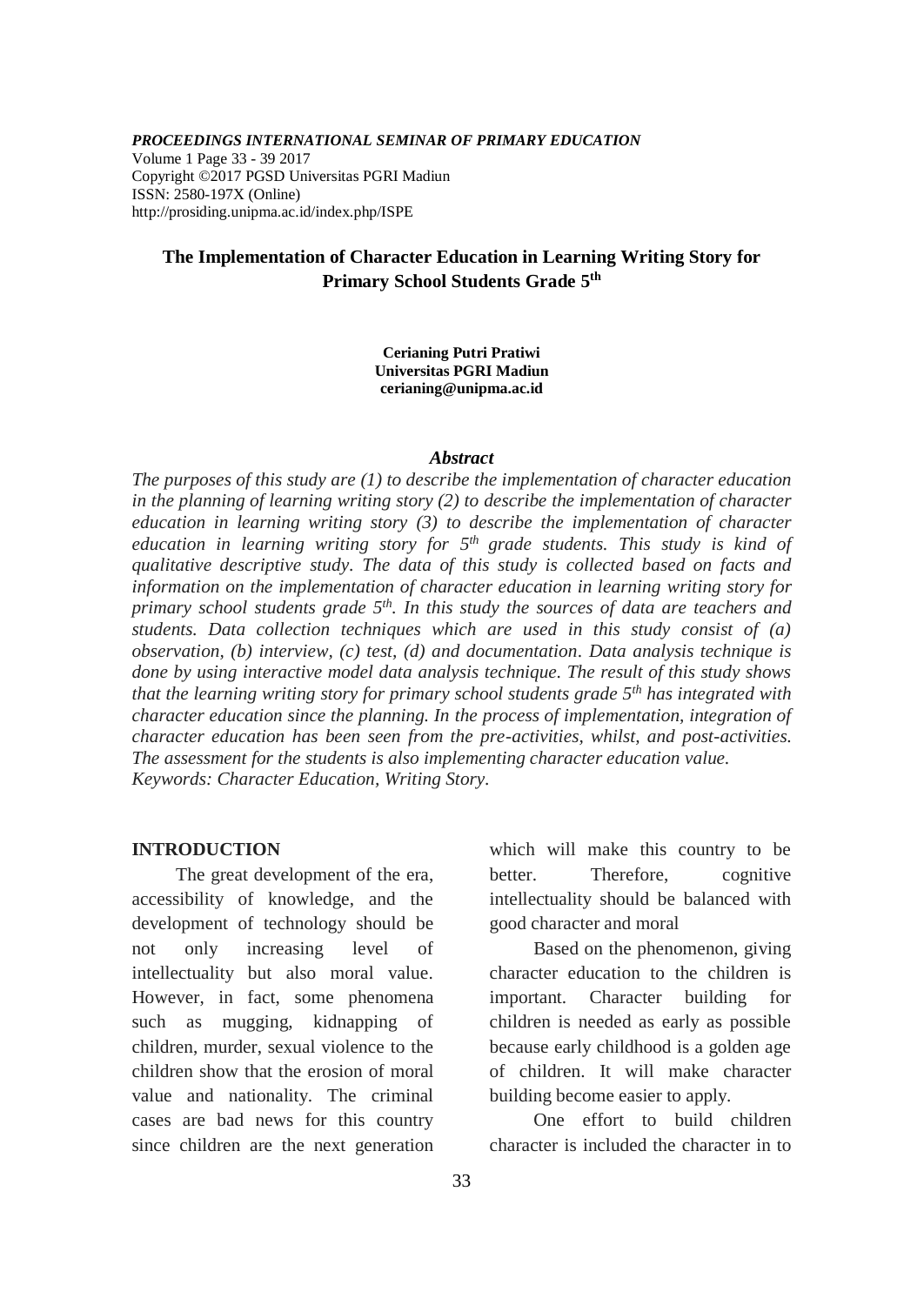*PROCEEDINGS INTERNATIONAL SEMINAR OF PRIMARY EDUCATION*
Volume 1 Page 33 - 39 2017
Copyright ©2017 PGSD Universitas PGRI Madiun
ISSN: 2580-197X (Online)
http://prosiding.unipma.ac.id/index.php/ISPE

# The Implementation of Character Education in Learning Writing Story for Primary School Students Grade 5th

**Cerianing Putri Pratiwi**
**Universitas PGRI Madiun**
**cerianing@unipma.ac.id**

## *Abstract*

*The purposes of this study are (1) to describe the implementation of character education in the planning of learning writing story (2) to describe the implementation of character education in learning writing story (3) to describe the implementation of character education in learning writing story for 5th grade students. This study is kind of qualitative descriptive study. The data of this study is collected based on facts and information on the implementation of character education in learning writing story for primary school students grade 5th. In this study the sources of data are teachers and students. Data collection techniques which are used in this study consist of (a) observation, (b) interview, (c) test, (d) and documentation. Data analysis technique is done by using interactive model data analysis technique. The result of this study shows that the learning writing story for primary school students grade 5th has integrated with character education since the planning. In the process of implementation, integration of character education has been seen from the pre-activities, whilst, and post-activities. The assessment for the students is also implementing character education value.*
*Keywords: Character Education, Writing Story.*

## INTRODUCTION

The great development of the era, accessibility of knowledge, and the development of technology should be not only increasing level of intellectuality but also moral value. However, in fact, some phenomena such as mugging, kidnapping of children, murder, sexual violence to the children show that the erosion of moral value and nationality. The criminal cases are bad news for this country since children are the next generation which will make this country to be better. Therefore, cognitive intellectuality should be balanced with good character and moral

Based on the phenomenon, giving character education to the children is important. Character building for children is needed as early as possible because early childhood is a golden age of children. It will make character building become easier to apply.

One effort to build children character is included the character in to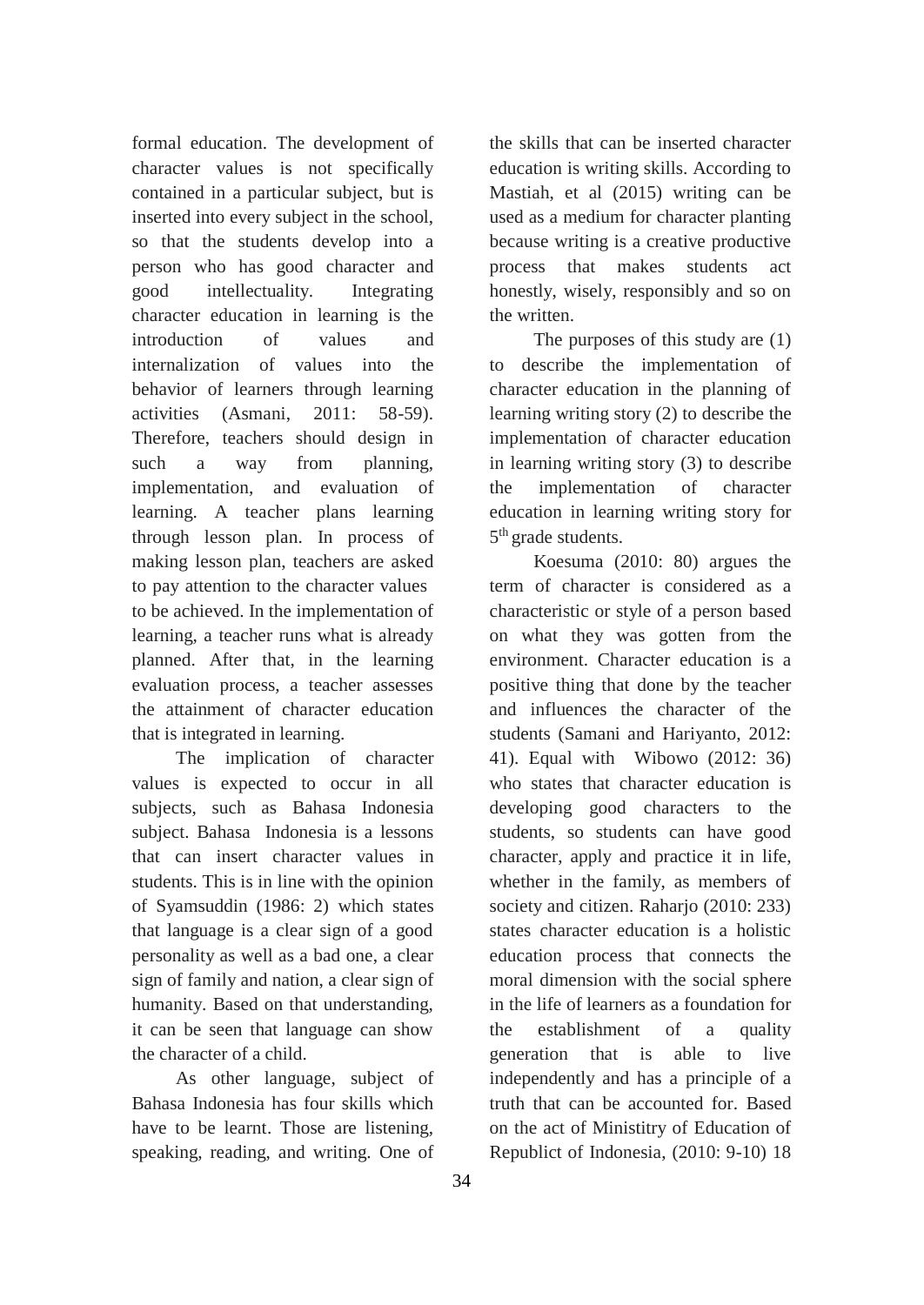formal education. The development of character values is not specifically contained in a particular subject, but is inserted into every subject in the school, so that the students develop into a person who has good character and good intellectuality. Integrating character education in learning is the introduction of values and internalization of values into the behavior of learners through learning activities (Asmani, 2011: 58-59). Therefore, teachers should design in such a way from planning, implementation, and evaluation of learning. A teacher plans learning through lesson plan. In process of making lesson plan, teachers are asked to pay attention to the character values to be achieved. In the implementation of learning, a teacher runs what is already planned. After that, in the learning evaluation process, a teacher assesses the attainment of character education that is integrated in learning.

The implication of character values is expected to occur in all subjects, such as Bahasa Indonesia subject. Bahasa Indonesia is a lessons that can insert character values in students. This is in line with the opinion of Syamsuddin (1986: 2) which states that language is a clear sign of a good personality as well as a bad one, a clear sign of family and nation, a clear sign of humanity. Based on that understanding, it can be seen that language can show the character of a child.

As other language, subject of Bahasa Indonesia has four skills which have to be learnt. Those are listening, speaking, reading, and writing. One of the skills that can be inserted character education is writing skills. According to Mastiah, et al (2015) writing can be used as a medium for character planting because writing is a creative productive process that makes students act honestly, wisely, responsibly and so on the written.

The purposes of this study are (1) to describe the implementation of character education in the planning of learning writing story (2) to describe the implementation of character education in learning writing story (3) to describe the implementation of character education in learning writing story for 5th grade students.

Koesuma (2010: 80) argues the term of character is considered as a characteristic or style of a person based on what they was gotten from the environment. Character education is a positive thing that done by the teacher and influences the character of the students (Samani and Hariyanto, 2012: 41). Equal with Wibowo (2012: 36) who states that character education is developing good characters to the students, so students can have good character, apply and practice it in life, whether in the family, as members of society and citizen. Raharjo (2010: 233) states character education is a holistic education process that connects the moral dimension with the social sphere in the life of learners as a foundation for the establishment of a quality generation that is able to live independently and has a principle of a truth that can be accounted for. Based on the act of Ministitry of Education of Republict of Indonesia, (2010: 9-10) 18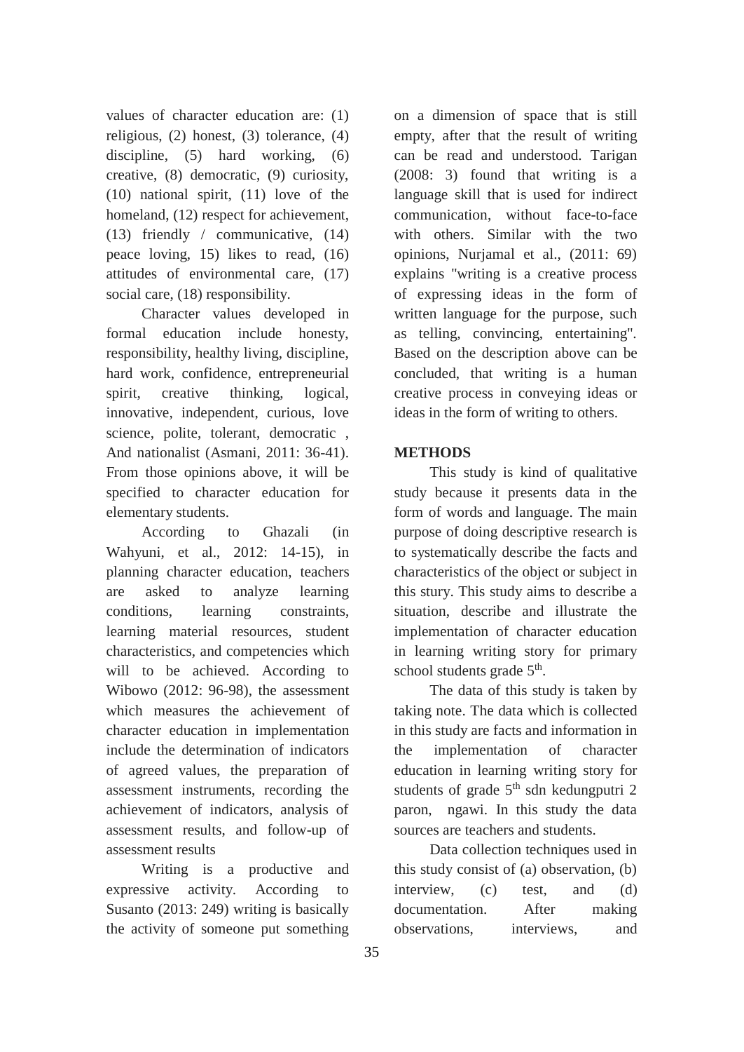values of character education are: (1) religious, (2) honest, (3) tolerance, (4) discipline, (5) hard working, (6) creative, (8) democratic, (9) curiosity, (10) national spirit, (11) love of the homeland, (12) respect for achievement, (13) friendly / communicative, (14) peace loving, 15) likes to read, (16) attitudes of environmental care, (17) social care, (18) responsibility.

Character values developed in formal education include honesty, responsibility, healthy living, discipline, hard work, confidence, entrepreneurial spirit, creative thinking, logical, innovative, independent, curious, love science, polite, tolerant, democratic , And nationalist (Asmani, 2011: 36-41). From those opinions above, it will be specified to character education for elementary students.

According to Ghazali (in Wahyuni, et al., 2012: 14-15), in planning character education, teachers are asked to analyze learning conditions, learning constraints, learning material resources, student characteristics, and competencies which will to be achieved. According to Wibowo (2012: 96-98), the assessment which measures the achievement of character education in implementation include the determination of indicators of agreed values, the preparation of assessment instruments, recording the achievement of indicators, analysis of assessment results, and follow-up of assessment results

Writing is a productive and expressive activity. According to Susanto (2013: 249) writing is basically the activity of someone put something on a dimension of space that is still empty, after that the result of writing can be read and understood. Tarigan (2008: 3) found that writing is a language skill that is used for indirect communication, without face-to-face with others. Similar with the two opinions, Nurjamal et al., (2011: 69) explains "writing is a creative process of expressing ideas in the form of written language for the purpose, such as telling, convincing, entertaining". Based on the description above can be concluded, that writing is a human creative process in conveying ideas or ideas in the form of writing to others.

## METHODS

This study is kind of qualitative study because it presents data in the form of words and language. The main purpose of doing descriptive research is to systematically describe the facts and characteristics of the object or subject in this stury. This study aims to describe a situation, describe and illustrate the implementation of character education in learning writing story for primary school students grade 5th.

The data of this study is taken by taking note. The data which is collected in this study are facts and information in the implementation of character education in learning writing story for students of grade 5th sdn kedungputri 2 paron, ngawi. In this study the data sources are teachers and students.

Data collection techniques used in this study consist of (a) observation, (b) interview, (c) test, and (d) documentation. After making observations, interviews, and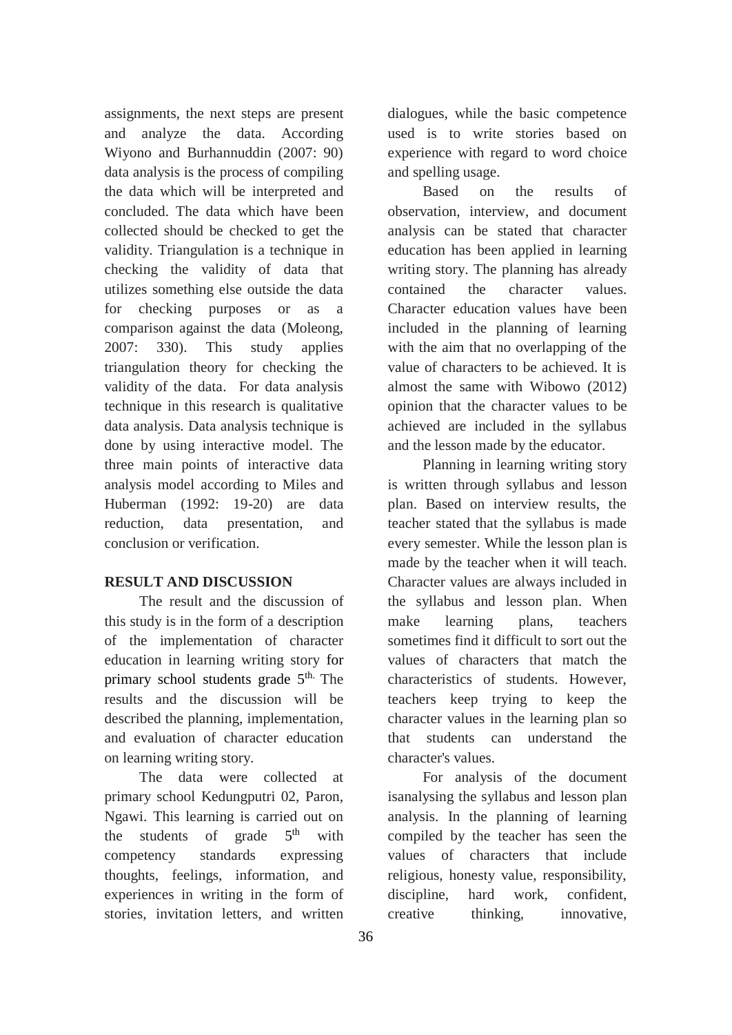assignments, the next steps are present and analyze the data. According Wiyono and Burhannuddin (2007: 90) data analysis is the process of compiling the data which will be interpreted and concluded. The data which have been collected should be checked to get the validity. Triangulation is a technique in checking the validity of data that utilizes something else outside the data for checking purposes or as a comparison against the data (Moleong, 2007: 330). This study applies triangulation theory for checking the validity of the data. For data analysis technique in this research is qualitative data analysis. Data analysis technique is done by using interactive model. The three main points of interactive data analysis model according to Miles and Huberman (1992: 19-20) are data reduction, data presentation, and conclusion or verification.

## RESULT AND DISCUSSION

The result and the discussion of this study is in the form of a description of the implementation of character education in learning writing story for primary school students grade 5th. The results and the discussion will be described the planning, implementation, and evaluation of character education on learning writing story.

The data were collected at primary school Kedungputri 02, Paron, Ngawi. This learning is carried out on the students of grade 5th with competency standards expressing thoughts, feelings, information, and experiences in writing in the form of stories, invitation letters, and written dialogues, while the basic competence used is to write stories based on experience with regard to word choice and spelling usage.

Based on the results of observation, interview, and document analysis can be stated that character education has been applied in learning writing story. The planning has already contained the character values. Character education values have been included in the planning of learning with the aim that no overlapping of the value of characters to be achieved. It is almost the same with Wibowo (2012) opinion that the character values to be achieved are included in the syllabus and the lesson made by the educator.

Planning in learning writing story is written through syllabus and lesson plan. Based on interview results, the teacher stated that the syllabus is made every semester. While the lesson plan is made by the teacher when it will teach. Character values are always included in the syllabus and lesson plan. When make learning plans, teachers sometimes find it difficult to sort out the values of characters that match the characteristics of students. However, teachers keep trying to keep the character values in the learning plan so that students can understand the character's values.

For analysis of the document isanalysing the syllabus and lesson plan analysis. In the planning of learning compiled by the teacher has seen the values of characters that include religious, honesty value, responsibility, discipline, hard work, confident, creative thinking, innovative,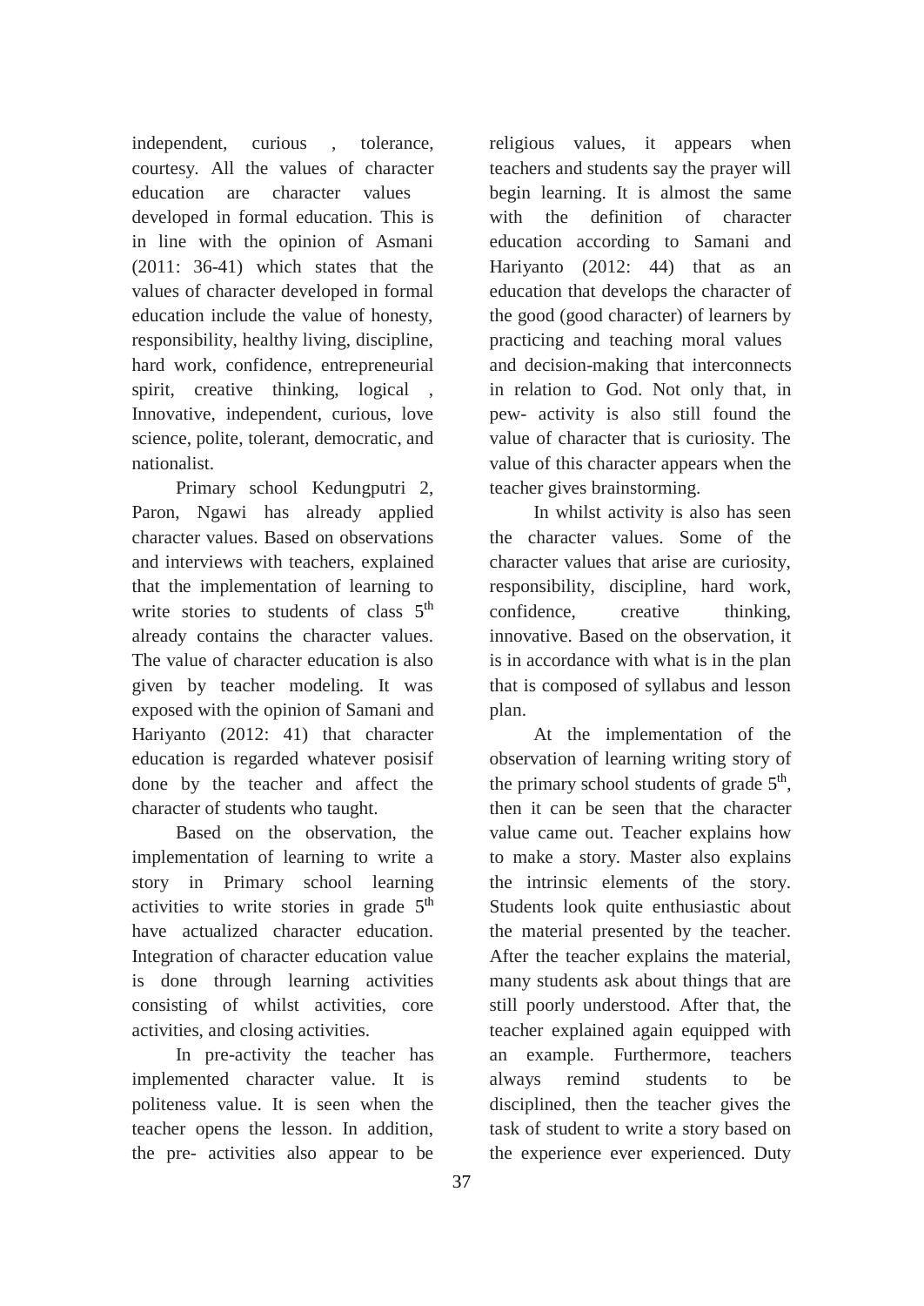independent, curious , tolerance, courtesy. All the values of character education are character values developed in formal education. This is in line with the opinion of Asmani (2011: 36-41) which states that the values of character developed in formal education include the value of honesty, responsibility, healthy living, discipline, hard work, confidence, entrepreneurial spirit, creative thinking, logical , Innovative, independent, curious, love science, polite, tolerant, democratic, and nationalist.

Primary school Kedungputri 2, Paron, Ngawi has already applied character values. Based on observations and interviews with teachers, explained that the implementation of learning to write stories to students of class 5th already contains the character values. The value of character education is also given by teacher modeling. It was exposed with the opinion of Samani and Hariyanto (2012: 41) that character education is regarded whatever posisif done by the teacher and affect the character of students who taught.

Based on the observation, the implementation of learning to write a story in Primary school learning activities to write stories in grade 5th have actualized character education. Integration of character education value is done through learning activities consisting of whilst activities, core activities, and closing activities.

In pre-activity the teacher has implemented character value. It is politeness value. It is seen when the teacher opens the lesson. In addition, the pre- activities also appear to be religious values, it appears when teachers and students say the prayer will begin learning. It is almost the same with the definition of character education according to Samani and Hariyanto (2012: 44) that as an education that develops the character of the good (good character) of learners by practicing and teaching moral values and decision-making that interconnects in relation to God. Not only that, in pew- activity is also still found the value of character that is curiosity. The value of this character appears when the teacher gives brainstorming.

In whilst activity is also has seen the character values. Some of the character values that arise are curiosity, responsibility, discipline, hard work, confidence, creative thinking, innovative. Based on the observation, it is in accordance with what is in the plan that is composed of syllabus and lesson plan.

At the implementation of the observation of learning writing story of the primary school students of grade 5th, then it can be seen that the character value came out. Teacher explains how to make a story. Master also explains the intrinsic elements of the story. Students look quite enthusiastic about the material presented by the teacher. After the teacher explains the material, many students ask about things that are still poorly understood. After that, the teacher explained again equipped with an example. Furthermore, teachers always remind students to be disciplined, then the teacher gives the task of student to write a story based on the experience ever experienced. Duty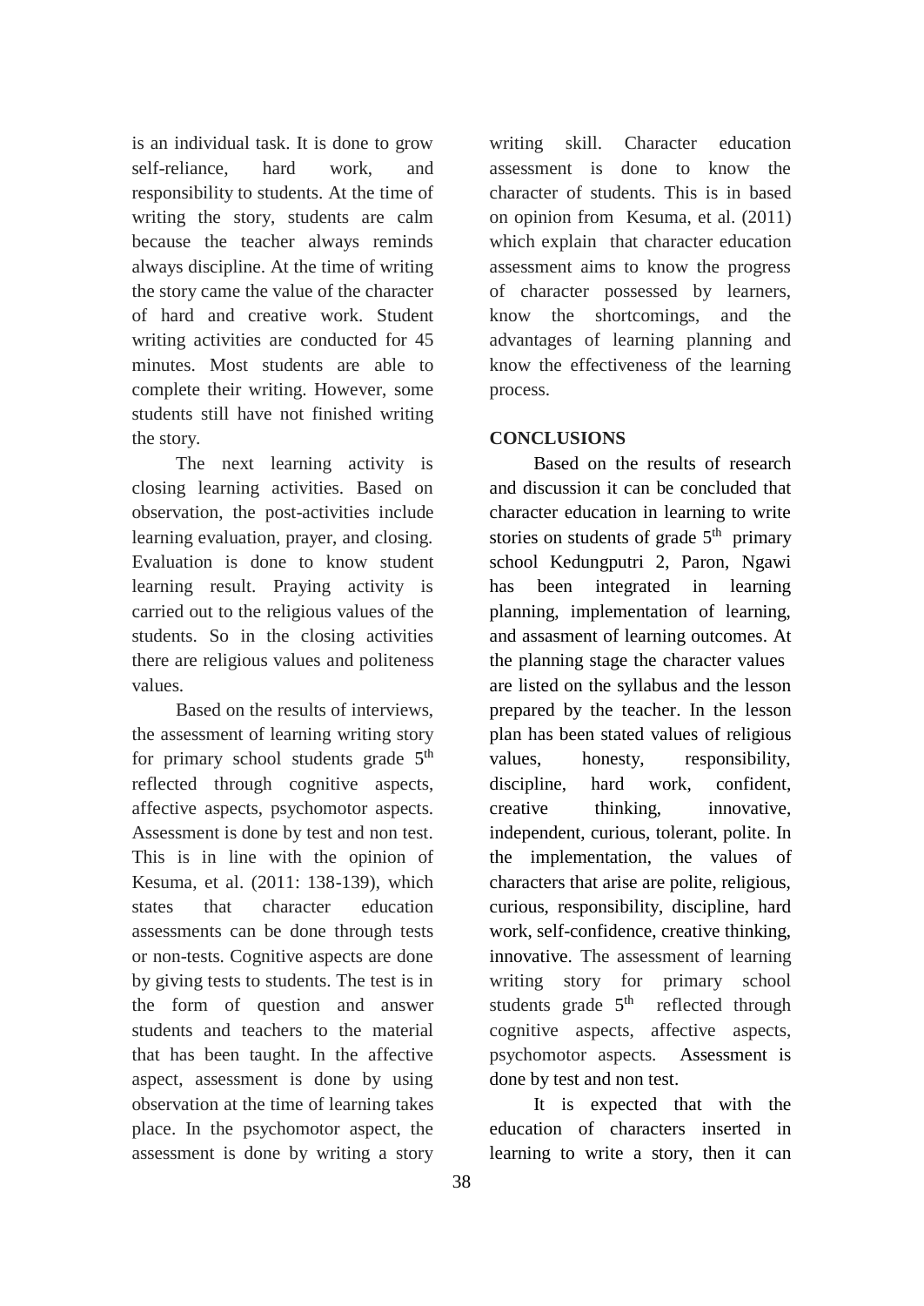is an individual task. It is done to grow self-reliance, hard work, and responsibility to students. At the time of writing the story, students are calm because the teacher always reminds always discipline. At the time of writing the story came the value of the character of hard and creative work. Student writing activities are conducted for 45 minutes. Most students are able to complete their writing. However, some students still have not finished writing the story.

The next learning activity is closing learning activities. Based on observation, the post-activities include learning evaluation, prayer, and closing. Evaluation is done to know student learning result. Praying activity is carried out to the religious values of the students. So in the closing activities there are religious values and politeness values.

Based on the results of interviews, the assessment of learning writing story for primary school students grade 5th reflected through cognitive aspects, affective aspects, psychomotor aspects. Assessment is done by test and non test. This is in line with the opinion of Kesuma, et al. (2011: 138-139), which states that character education assessments can be done through tests or non-tests. Cognitive aspects are done by giving tests to students. The test is in the form of question and answer students and teachers to the material that has been taught. In the affective aspect, assessment is done by using observation at the time of learning takes place. In the psychomotor aspect, the assessment is done by writing a story writing skill. Character education assessment is done to know the character of students. This is in based on opinion from Kesuma, et al. (2011) which explain that character education assessment aims to know the progress of character possessed by learners, know the shortcomings, and the advantages of learning planning and know the effectiveness of the learning process.

## CONCLUSIONS

Based on the results of research and discussion it can be concluded that character education in learning to write stories on students of grade 5th primary school Kedungputri 2, Paron, Ngawi has been integrated in learning planning, implementation of learning, and assasment of learning outcomes. At the planning stage the character values are listed on the syllabus and the lesson prepared by the teacher. In the lesson plan has been stated values of religious values, honesty, responsibility, discipline, hard work, confident, creative thinking, innovative, independent, curious, tolerant, polite. In the implementation, the values of characters that arise are polite, religious, curious, responsibility, discipline, hard work, self-confidence, creative thinking, innovative. The assessment of learning writing story for primary school students grade 5th reflected through cognitive aspects, affective aspects, psychomotor aspects. Assessment is done by test and non test.

It is expected that with the education of characters inserted in learning to write a story, then it can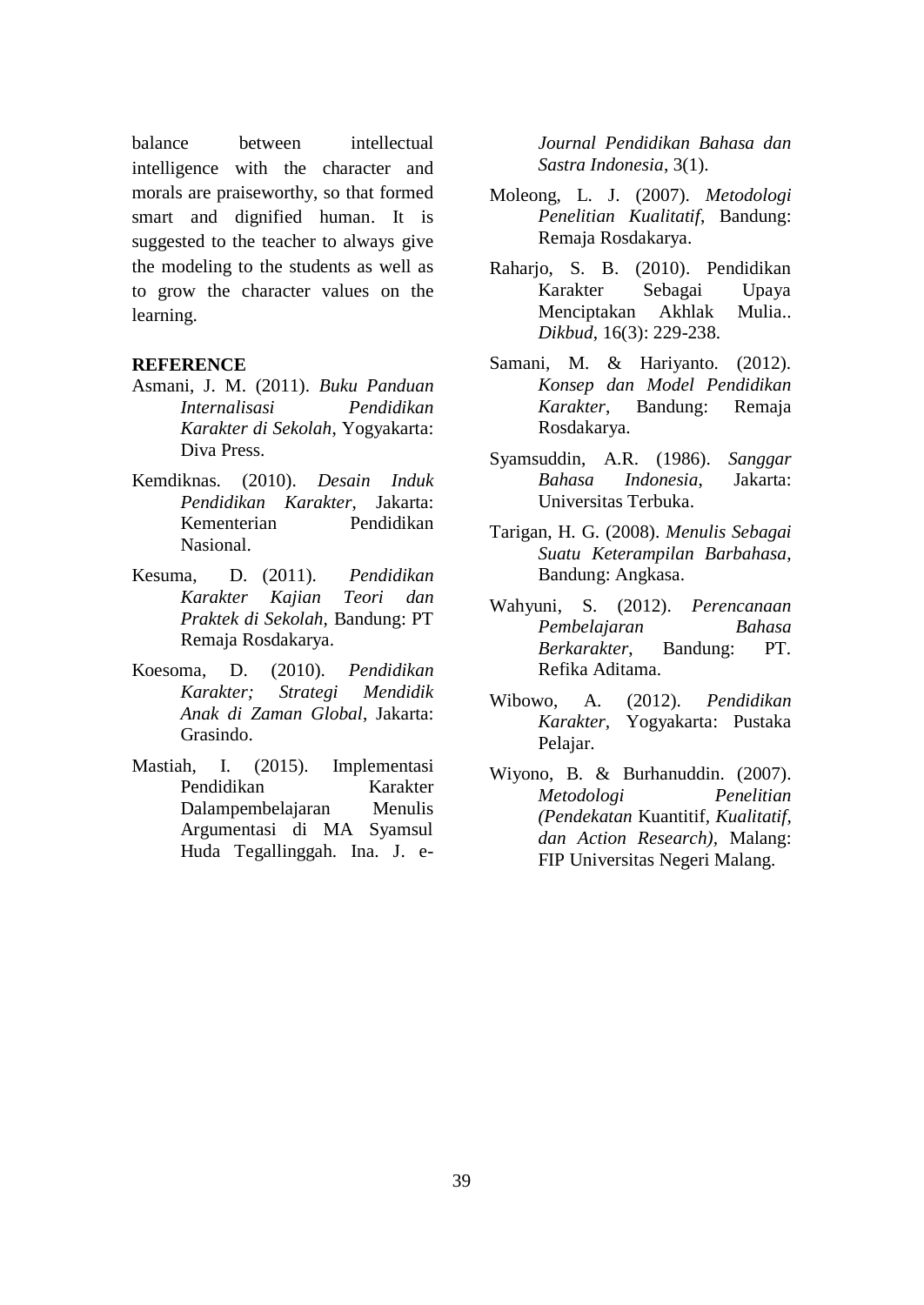balance between intellectual intelligence with the character and morals are praiseworthy, so that formed smart and dignified human. It is suggested to the teacher to always give the modeling to the students as well as to grow the character values on the learning.

**REFERENCE**

Asmani, J. M. (2011). *Buku Panduan Internalisasi Pendidikan Karakter di Sekolah*, Yogyakarta: Diva Press.

Kemdiknas. (2010). *Desain Induk Pendidikan Karakter*, Jakarta: Kementerian Pendidikan Nasional.

Kesuma, D. (2011). *Pendidikan Karakter Kajian Teori dan Praktek di Sekolah,* Bandung: PT Remaja Rosdakarya.

Koesoma, D. (2010). *Pendidikan Karakter; Strategi Mendidik Anak di Zaman Global*, Jakarta: Grasindo.

Mastiah, I. (2015). Implementasi Pendidikan Karakter Dalampembelajaran Menulis Argumentasi di MA Syamsul Huda Tegallinggah. Ina. J. e-*Journal Pendidikan Bahasa dan Sastra Indonesia*, 3(1).

Moleong, L. J. (2007). *Metodologi Penelitian Kualitatif*, Bandung: Remaja Rosdakarya.

Raharjo, S. B. (2010). Pendidikan Karakter Sebagai Upaya Menciptakan Akhlak Mulia.. *Dikbud*, 16(3): 229-238.

Samani, M. & Hariyanto. (2012). *Konsep dan Model Pendidikan Karakter*, Bandung: Remaja Rosdakarya.

Syamsuddin, A.R. (1986). *Sanggar Bahasa Indonesia*, Jakarta: Universitas Terbuka.

Tarigan, H. G. (2008). *Menulis Sebagai Suatu Keterampilan Barbahasa*, Bandung: Angkasa.

Wahyuni, S. (2012). *Perencanaan Pembelajaran Bahasa Berkarakter*, Bandung: PT. Refika Aditama.

Wibowo, A. (2012). *Pendidikan Karakter*, Yogyakarta: Pustaka Pelajar.

Wiyono, B. & Burhanuddin. (2007). *Metodologi Penelitian (Pendekatan* Kuantitif*, Kualitatif, dan Action Research),* Malang: FIP Universitas Negeri Malang.